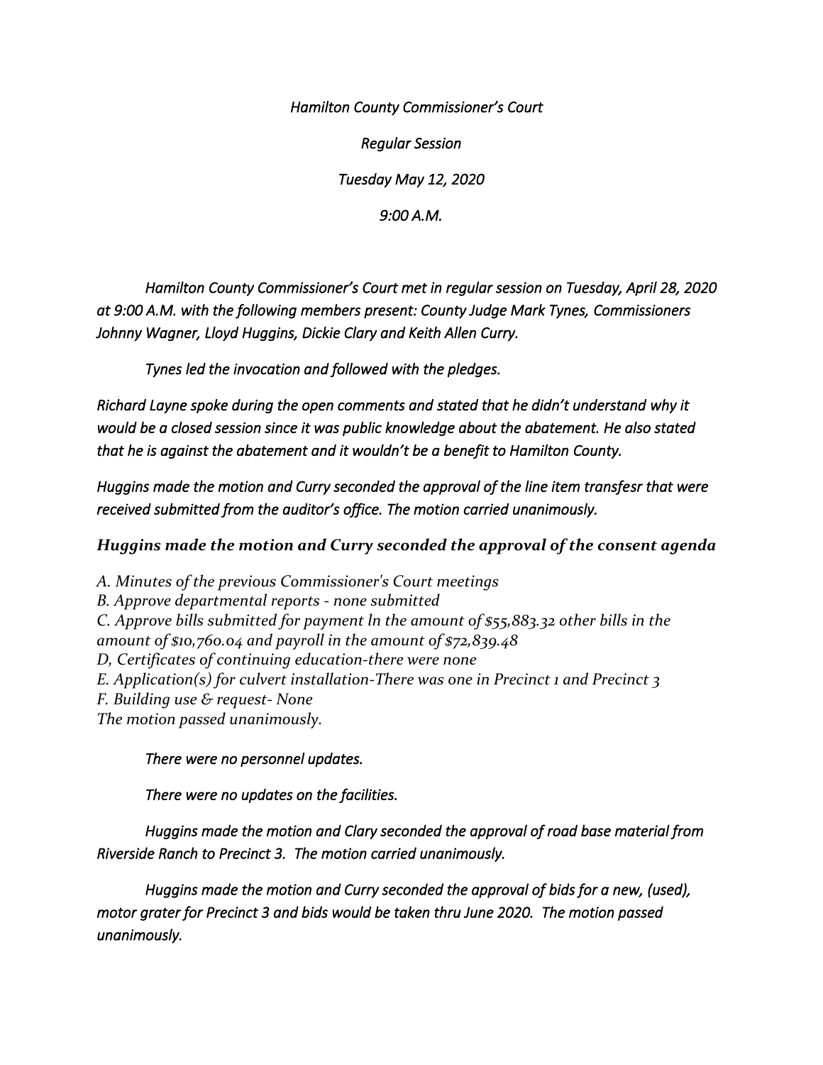*Hamilton County Commissioner's Court*

*Regular Session*

*Tuesday May 12, 2020*

*9:00 A.M.*

*Hamilton County Commissioner's Court met in regular session on Tuesday, April 28, 2020 at 9:00 A.M. with the following members present: County Judge Mark Tynes, Commissioners Johnny Wagner, Lloyd Huggins, Dickie Clary and Keith Allen Curry.*

*Tynes led the invocation and followed with the pledges.*

*Richard Layne spoke during the open comments and stated that he didn't understand why it would be a closed session since it was public knowledge about the abatement. He also stated that he is against the abatement and it wouldn't be a benefit to Hamilton County.*

*Huggins made the motion and Curry seconded the approval of the line item transfesr that were received submitted from the auditor's office. The motion carried unanimously.*

***Huggins made the motion and Curry seconded the approval of the consent agenda***

*A. Minutes of the previous Commissioner's Court meetings*
*B. Approve departmental reports - none submitted*
*C. Approve bills submitted for payment ln the amount of $55,883.32 other bills in the amount of $10,760.04 and payroll in the amount of $72,839.48*
*D, Certificates of continuing education-there were none*
*E. Application(s) for culvert installation-There was one in Precinct 1 and Precinct 3*
*F. Building use & request- None*
*The motion passed unanimously.*

*There were no personnel updates.*

*There were no updates on the facilities.*

*Huggins made the motion and Clary seconded the approval of road base material from Riverside Ranch to Precinct 3. The motion carried unanimously.*

*Huggins made the motion and Curry seconded the approval of bids for a new, (used), motor grater for Precinct 3 and bids would be taken thru June 2020. The motion passed unanimously.*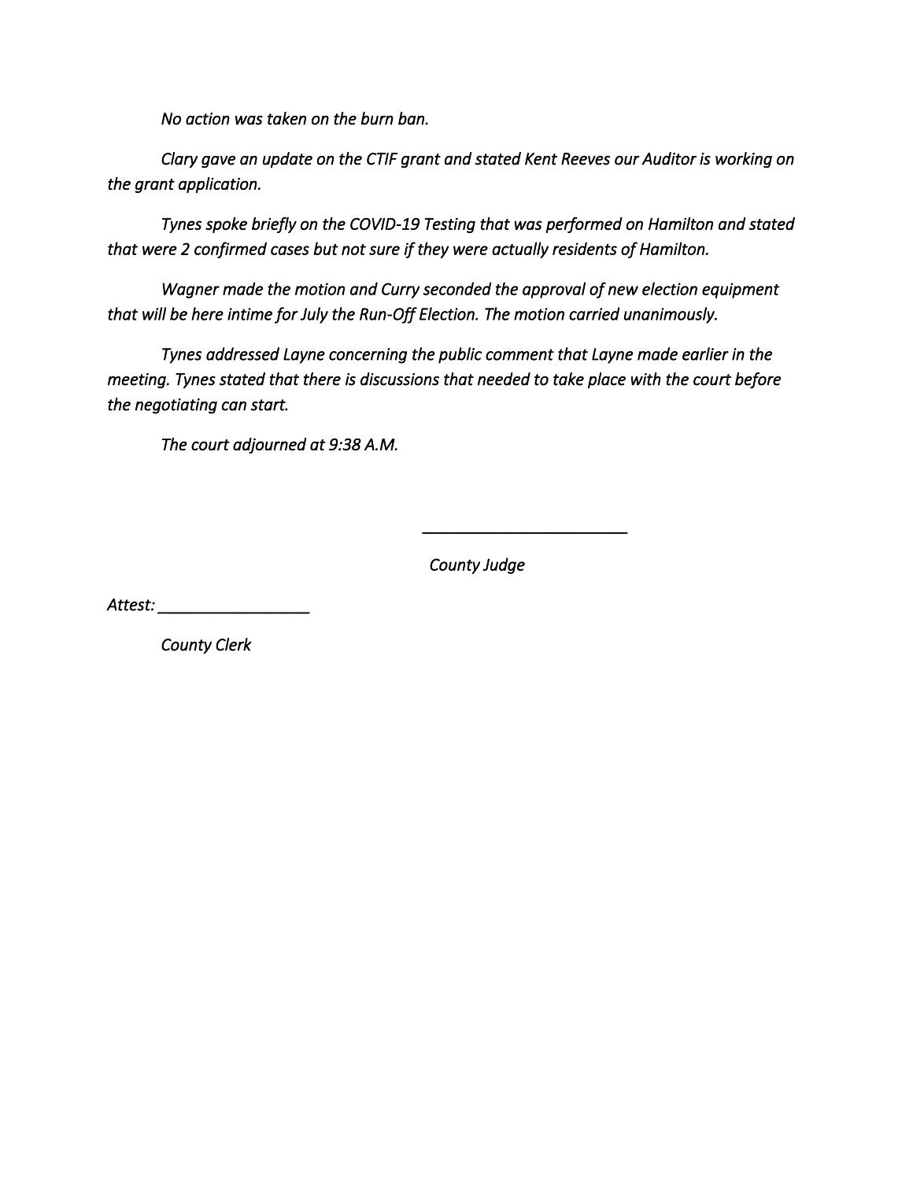*No action was taken on the burn ban.*

*Clary gave an update on the CTIF grant and stated Kent Reeves our Auditor is working on the grant application.*

*Tynes spoke briefly on the COVID-19 Testing that was performed on Hamilton and stated that were 2 confirmed cases but not sure if they were actually residents of Hamilton.*

*Wagner made the motion and Curry seconded the approval of new election equipment that will be here intime for July the Run-Off Election. The motion carried unanimously.*

*Tynes addressed Layne concerning the public comment that Layne made earlier in the meeting. Tynes stated that there is discussions that needed to take place with the court before the negotiating can start.*

*The court adjourned at 9:38 A.M.*

\_\_\_\_\_\_\_\_\_\_\_\_\_\_\_\_\_\_\_\_\_\_\_\_

*County Judge*

*Attest:* \_\_\_\_\_\_\_\_\_\_\_\_\_\_\_\_\_\_

*County Clerk*